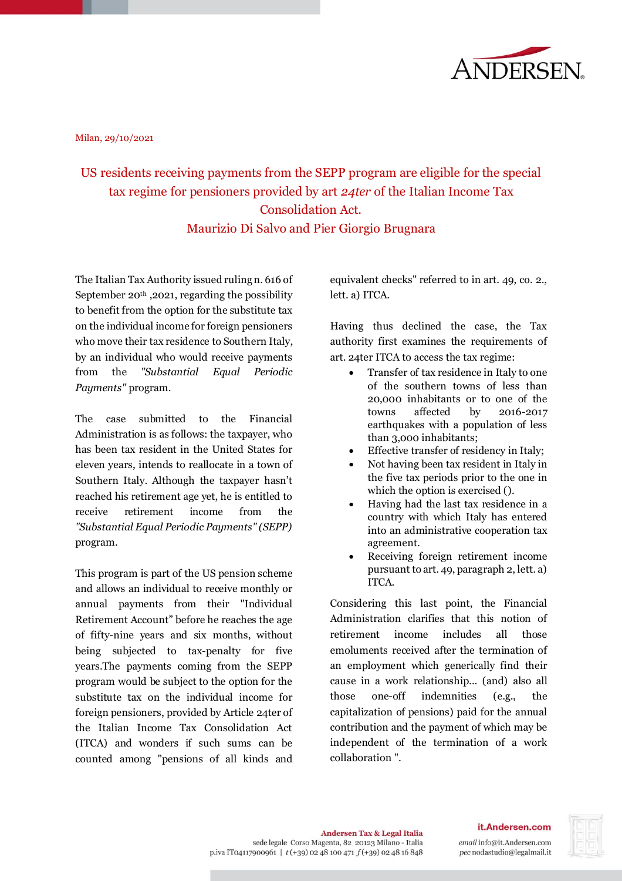Milan, 29/10/2021

# US residents receiving payments from the SEPP program are eligible for the special tax regime for pensioners provided by art *24ter* of the Italian Income Tax Consolidation Act.

## Maurizio Di Salvo and Pier Giorgio Brugnara

The Italian Tax Authority issued ruling n. 616 of September 20th ,2021, regarding the possibility to benefit from the option for the substitute tax on the individual income for foreign pensioners who move their tax residence to Southern Italy, by an individual who would receive payments from the *"Substantial Equal Periodic Payments"* program.

The case submitted to the Financial Administration is as follows: the taxpayer, who has been tax resident in the United States for eleven years, intends to reallocate in a town of Southern Italy. Although the taxpayer hasn't reached his retirement age yet, he is entitled to receive retirement income from the *"Substantial Equal Periodic Payments" (SEPP)* program.

This program is part of the US pension scheme and allows an individual to receive monthly or annual payments from their "Individual Retirement Account" before he reaches the age of fifty-nine years and six months, without being subjected to tax-penalty for five years.The payments coming from the SEPP program would be subject to the option for the substitute tax on the individual income for foreign pensioners, provided by Article 24ter of the Italian Income Tax Consolidation Act (ITCA) and wonders if such sums can be counted among "pensions of all kinds and equivalent checks" referred to in art. 49, co. 2., lett. a) ITCA.

Having thus declined the case, the Tax authority first examines the requirements of art. 24ter ITCA to access the tax regime:

- Transfer of tax residence in Italy to one of the southern towns of less than 20,000 inhabitants or to one of the towns affected by 2016-2017 earthquakes with a population of less than 3,000 inhabitants;
- Effective transfer of residency in Italy;
- Not having been tax resident in Italy in the five tax periods prior to the one in which the option is exercised ().
- Having had the last tax residence in a country with which Italy has entered into an administrative cooperation tax agreement.
- Receiving foreign retirement income pursuant to art. 49, paragraph 2, lett. a) ITCA.

Considering this last point, the Financial Administration clarifies that this notion of retirement income includes all those emoluments received after the termination of an employment which generically find their cause in a work relationship... (and) also all those one-off indemnities (e.g., the capitalization of pensions) paid for the annual contribution and the payment of which may be independent of the termination of a work collaboration ".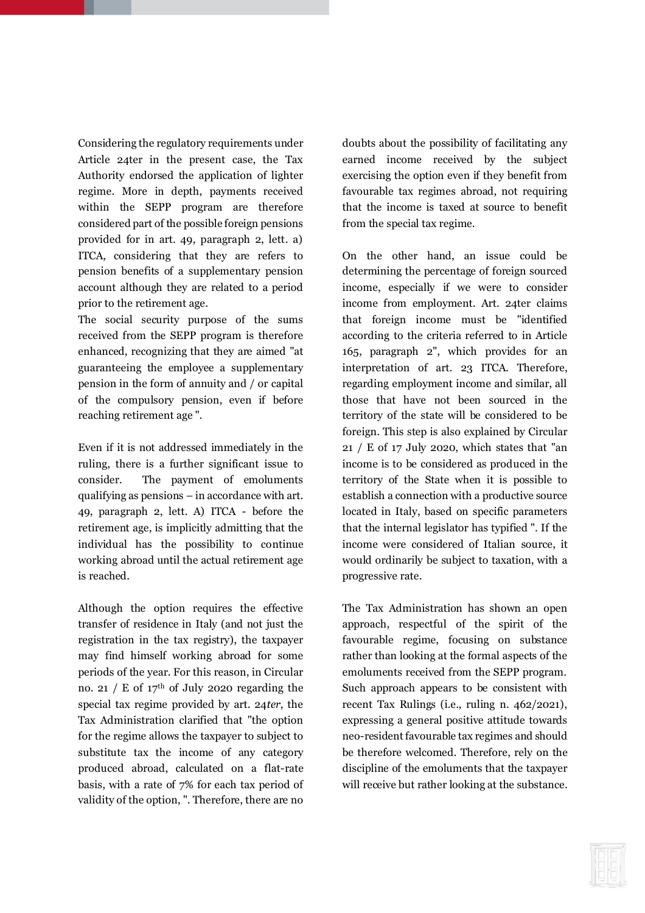Considering the regulatory requirements under Article 24ter in the present case, the Tax Authority endorsed the application of lighter regime. More in depth, payments received within the SEPP program are therefore considered part of the possible foreign pensions provided for in art. 49, paragraph 2, lett. a) ITCA, considering that they are refers to pension benefits of a supplementary pension account although they are related to a period prior to the retirement age.

The social security purpose of the sums received from the SEPP program is therefore enhanced, recognizing that they are aimed "at guaranteeing the employee a supplementary pension in the form of annuity and / or capital of the compulsory pension, even if before reaching retirement age ".

Even if it is not addressed immediately in the ruling, there is a further significant issue to consider. The payment of emoluments qualifying as pensions – in accordance with art. 49, paragraph 2, lett. A) ITCA - before the retirement age, is implicitly admitting that the individual has the possibility to continue working abroad until the actual retirement age is reached.

Although the option requires the effective transfer of residence in Italy (and not just the registration in the tax registry), the taxpayer may find himself working abroad for some periods of the year. For this reason, in Circular no. 21 / E of 17th of July 2020 regarding the special tax regime provided by art. 24*ter*, the Tax Administration clarified that "the option for the regime allows the taxpayer to subject to substitute tax the income of any category produced abroad, calculated on a flat-rate basis, with a rate of 7% for each tax period of validity of the option, ". Therefore, there are no doubts about the possibility of facilitating any earned income received by the subject exercising the option even if they benefit from favourable tax regimes abroad, not requiring that the income is taxed at source to benefit from the special tax regime.

On the other hand, an issue could be determining the percentage of foreign sourced income, especially if we were to consider income from employment. Art. 24ter claims that foreign income must be "identified according to the criteria referred to in Article 165, paragraph 2", which provides for an interpretation of art. 23 ITCA. Therefore, regarding employment income and similar, all those that have not been sourced in the territory of the state will be considered to be foreign. This step is also explained by Circular 21 / E of 17 July 2020, which states that "an income is to be considered as produced in the territory of the State when it is possible to establish a connection with a productive source located in Italy, based on specific parameters that the internal legislator has typified ". If the income were considered of Italian source, it would ordinarily be subject to taxation, with a progressive rate.

The Tax Administration has shown an open approach, respectful of the spirit of the favourable regime, focusing on substance rather than looking at the formal aspects of the emoluments received from the SEPP program. Such approach appears to be consistent with recent Tax Rulings (i.e., ruling n. 462/2021), expressing a general positive attitude towards neo-resident favourable tax regimes and should be therefore welcomed. Therefore, rely on the discipline of the emoluments that the taxpayer will receive but rather looking at the substance.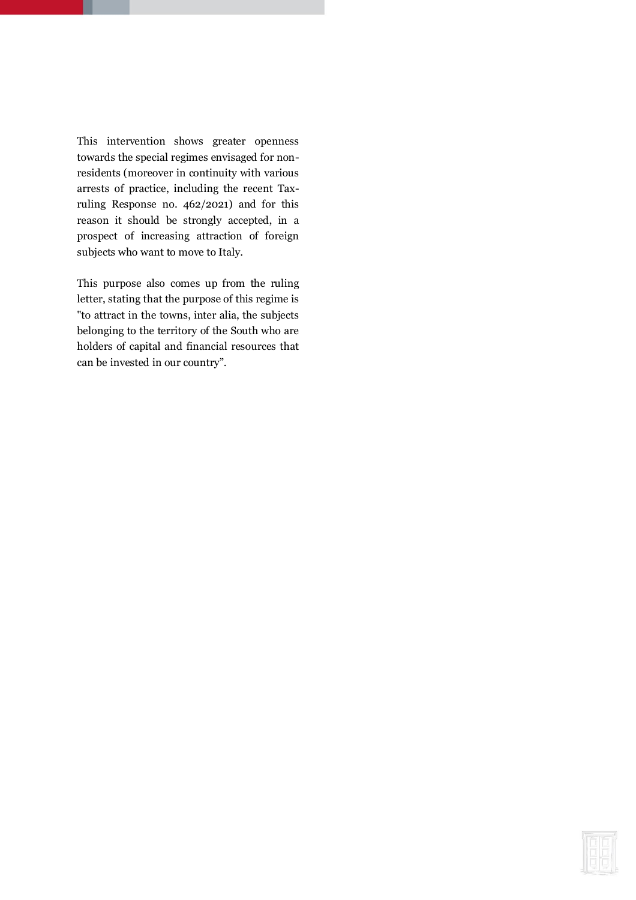This intervention shows greater openness towards the special regimes envisaged for non-residents (moreover in continuity with various arrests of practice, including the recent Tax-ruling Response no. 462/2021) and for this reason it should be strongly accepted, in a prospect of increasing attraction of foreign subjects who want to move to Italy.

This purpose also comes up from the ruling letter, stating that the purpose of this regime is "to attract in the towns, inter alia, the subjects belonging to the territory of the South who are holders of capital and financial resources that can be invested in our country".